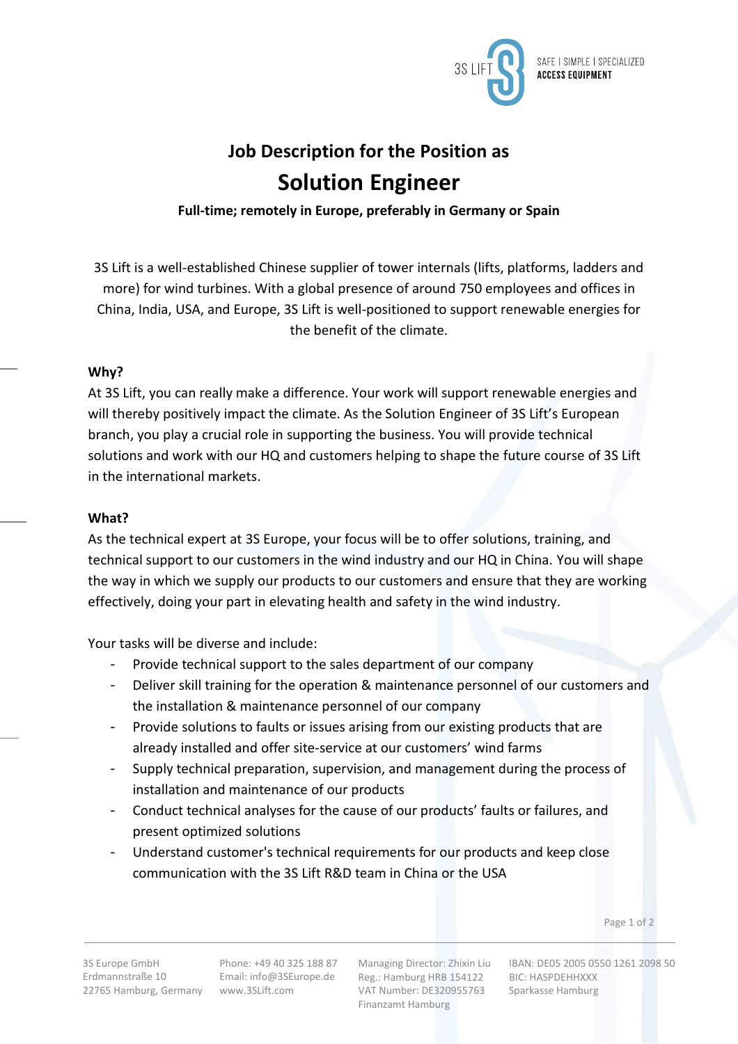# Job Description for the Position as

# Solution Engineer

**Full-time; remotely in Europe, preferably in Germany or Spain**

3S Lift is a well-established Chinese supplier of tower internals (lifts, platforms, ladders and more) for wind turbines. With a global presence of around 750 employees and offices in China, India, USA, and Europe, 3S Lift is well-positioned to support renewable energies for the benefit of the climate.

**Why?**

At 3S Lift, you can really make a difference. Your work will support renewable energies and will thereby positively impact the climate. As the Solution Engineer of 3S Lift's European branch, you play a crucial role in supporting the business. You will provide technical solutions and work with our HQ and customers helping to shape the future course of 3S Lift in the international markets.

**What?**

As the technical expert at 3S Europe, your focus will be to offer solutions, training, and technical support to our customers in the wind industry and our HQ in China. You will shape the way in which we supply our products to our customers and ensure that they are working effectively, doing your part in elevating health and safety in the wind industry.

Your tasks will be diverse and include:

- Provide technical support to the sales department of our company
- Deliver skill training for the operation & maintenance personnel of our customers and the installation & maintenance personnel of our company
- Provide solutions to faults or issues arising from our existing products that are already installed and offer site-service at our customers' wind farms
- Supply technical preparation, supervision, and management during the process of installation and maintenance of our products
- Conduct technical analyses for the cause of our products' faults or failures, and present optimized solutions
- Understand customer's technical requirements for our products and keep close communication with the 3S Lift R&D team in China or the USA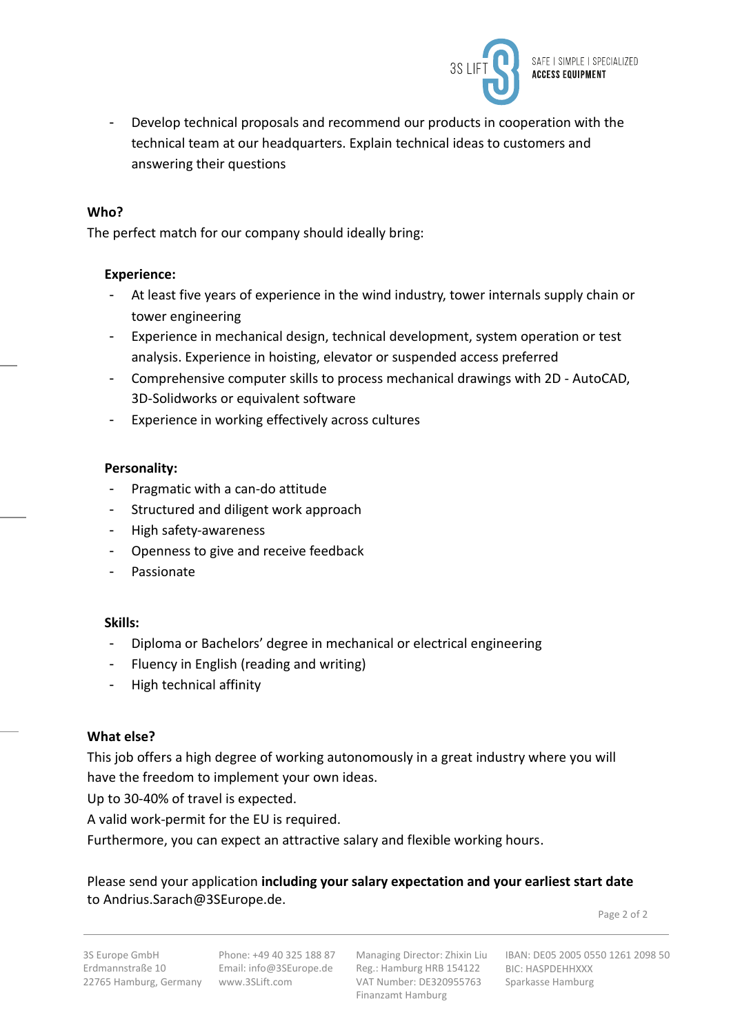- Develop technical proposals and recommend our products in cooperation with the technical team at our headquarters. Explain technical ideas to customers and answering their questions

**Who?**

The perfect match for our company should ideally bring:

**Experience:**

- At least five years of experience in the wind industry, tower internals supply chain or tower engineering
- Experience in mechanical design, technical development, system operation or test analysis. Experience in hoisting, elevator or suspended access preferred
- Comprehensive computer skills to process mechanical drawings with 2D - AutoCAD, 3D-Solidworks or equivalent software
- Experience in working effectively across cultures

**Personality:**

- Pragmatic with a can-do attitude
- Structured and diligent work approach
- High safety-awareness
- Openness to give and receive feedback
- Passionate

**Skills:**

- Diploma or Bachelors' degree in mechanical or electrical engineering
- Fluency in English (reading and writing)
- High technical affinity

**What else?**

This job offers a high degree of working autonomously in a great industry where you will have the freedom to implement your own ideas.

Up to 30-40% of travel is expected.

A valid work-permit for the EU is required.

Furthermore, you can expect an attractive salary and flexible working hours.

Please send your application **including your salary expectation and your earliest start date** to Andrius.Sarach@3SEurope.de.